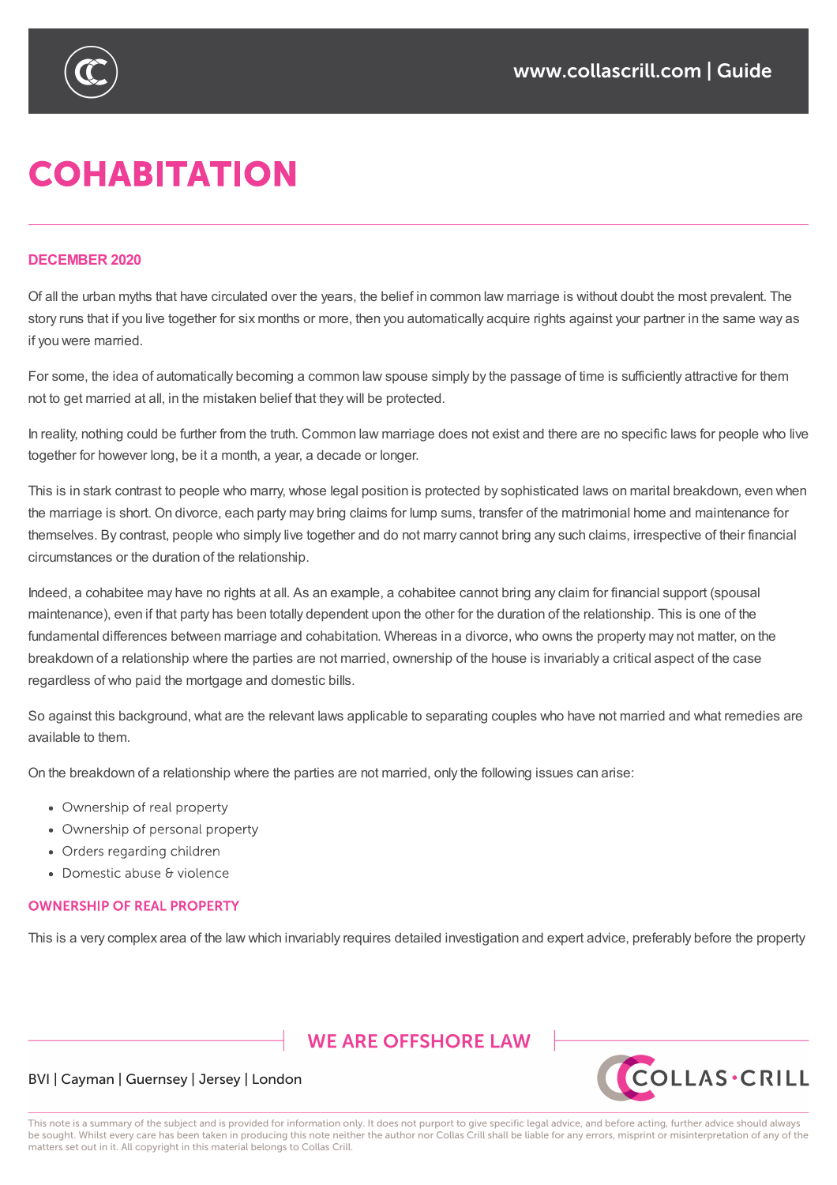# COHABITATION

**DECEMBER 2020**

Of all the urban myths that have circulated over the years, the belief in common law marriage is without doubt the most prevalent. The story runs that if you live together for six months or more, then you automatically acquire rights against your partner in the same way as if you were married.

For some, the idea of automatically becoming a common law spouse simply by the passage of time is sufficiently attractive for them not to get married at all, in the mistaken belief that they will be protected.

In reality, nothing could be further from the truth. Common law marriage does not exist and there are no specific laws for people who live together for however long, be it a month, a year, a decade or longer.

This is in stark contrast to people who marry, whose legal position is protected by sophisticated laws on marital breakdown, even when the marriage is short. On divorce, each party may bring claims for lump sums, transfer of the matrimonial home and maintenance for themselves. By contrast, people who simply live together and do not marry cannot bring any such claims, irrespective of their financial circumstances or the duration of the relationship.

Indeed, a cohabitee may have no rights at all. As an example, a cohabitee cannot bring any claim for financial support (spousal maintenance), even if that party has been totally dependent upon the other for the duration of the relationship. This is one of the fundamental differences between marriage and cohabitation. Whereas in a divorce, who owns the property may not matter, on the breakdown of a relationship where the parties are not married, ownership of the house is invariably a critical aspect of the case regardless of who paid the mortgage and domestic bills.

So against this background, what are the relevant laws applicable to separating couples who have not married and what remedies are available to them.

On the breakdown of a relationship where the parties are not married, only the following issues can arise:

- Ownership of real property
- Ownership of personal property
- Orders regarding children
- Domestic abuse & violence

## OWNERSHIP OF REAL PROPERTY

This is a very complex area of the law which invariably requires detailed investigation and expert advice, preferably before the property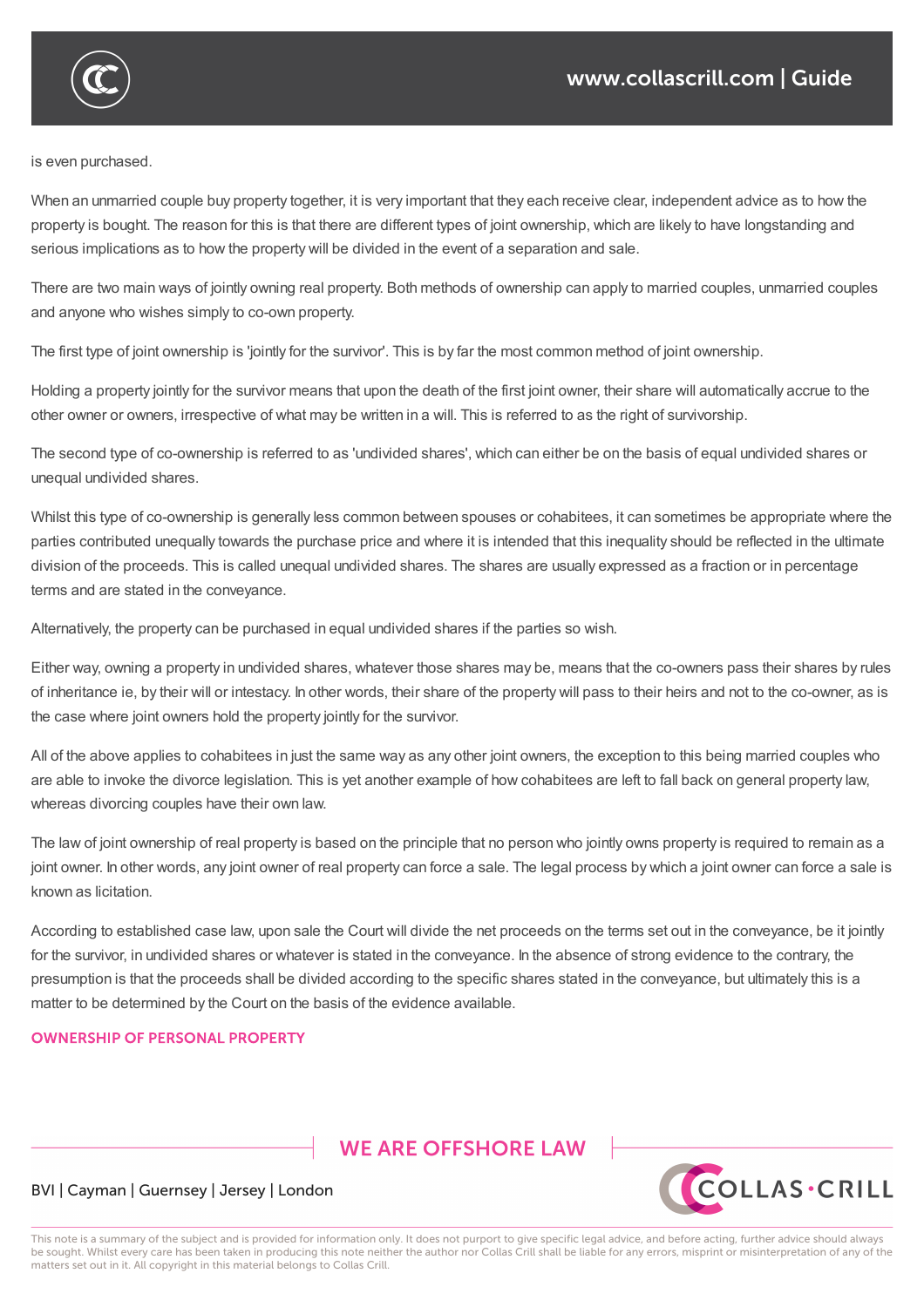is even purchased.

When an unmarried couple buy property together, it is very important that they each receive clear, independent advice as to how the property is bought. The reason for this is that there are different types of joint ownership, which are likely to have longstanding and serious implications as to how the property will be divided in the event of a separation and sale.

There are two main ways of jointly owning real property. Both methods of ownership can apply to married couples, unmarried couples and anyone who wishes simply to co-own property.

The first type of joint ownership is 'jointly for the survivor'. This is by far the most common method of joint ownership.

Holding a property jointly for the survivor means that upon the death of the first joint owner, their share will automatically accrue to the other owner or owners, irrespective of what may be written in a will. This is referred to as the right of survivorship.

The second type of co-ownership is referred to as 'undivided shares', which can either be on the basis of equal undivided shares or unequal undivided shares.

Whilst this type of co-ownership is generally less common between spouses or cohabitees, it can sometimes be appropriate where the parties contributed unequally towards the purchase price and where it is intended that this inequality should be reflected in the ultimate division of the proceeds. This is called unequal undivided shares. The shares are usually expressed as a fraction or in percentage terms and are stated in the conveyance.

Alternatively, the property can be purchased in equal undivided shares if the parties so wish.

Either way, owning a property in undivided shares, whatever those shares may be, means that the co-owners pass their shares by rules of inheritance ie, by their will or intestacy. In other words, their share of the property will pass to their heirs and not to the co-owner, as is the case where joint owners hold the property jointly for the survivor.

All of the above applies to cohabitees in just the same way as any other joint owners, the exception to this being married couples who are able to invoke the divorce legislation. This is yet another example of how cohabitees are left to fall back on general property law, whereas divorcing couples have their own law.

The law of joint ownership of real property is based on the principle that no person who jointly owns property is required to remain as a joint owner. In other words, any joint owner of real property can force a sale. The legal process by which a joint owner can force a sale is known as licitation.

According to established case law, upon sale the Court will divide the net proceeds on the terms set out in the conveyance, be it jointly for the survivor, in undivided shares or whatever is stated in the conveyance. In the absence of strong evidence to the contrary, the presumption is that the proceeds shall be divided according to the specific shares stated in the conveyance, but ultimately this is a matter to be determined by the Court on the basis of the evidence available.

## OWNERSHIP OF PERSONAL PROPERTY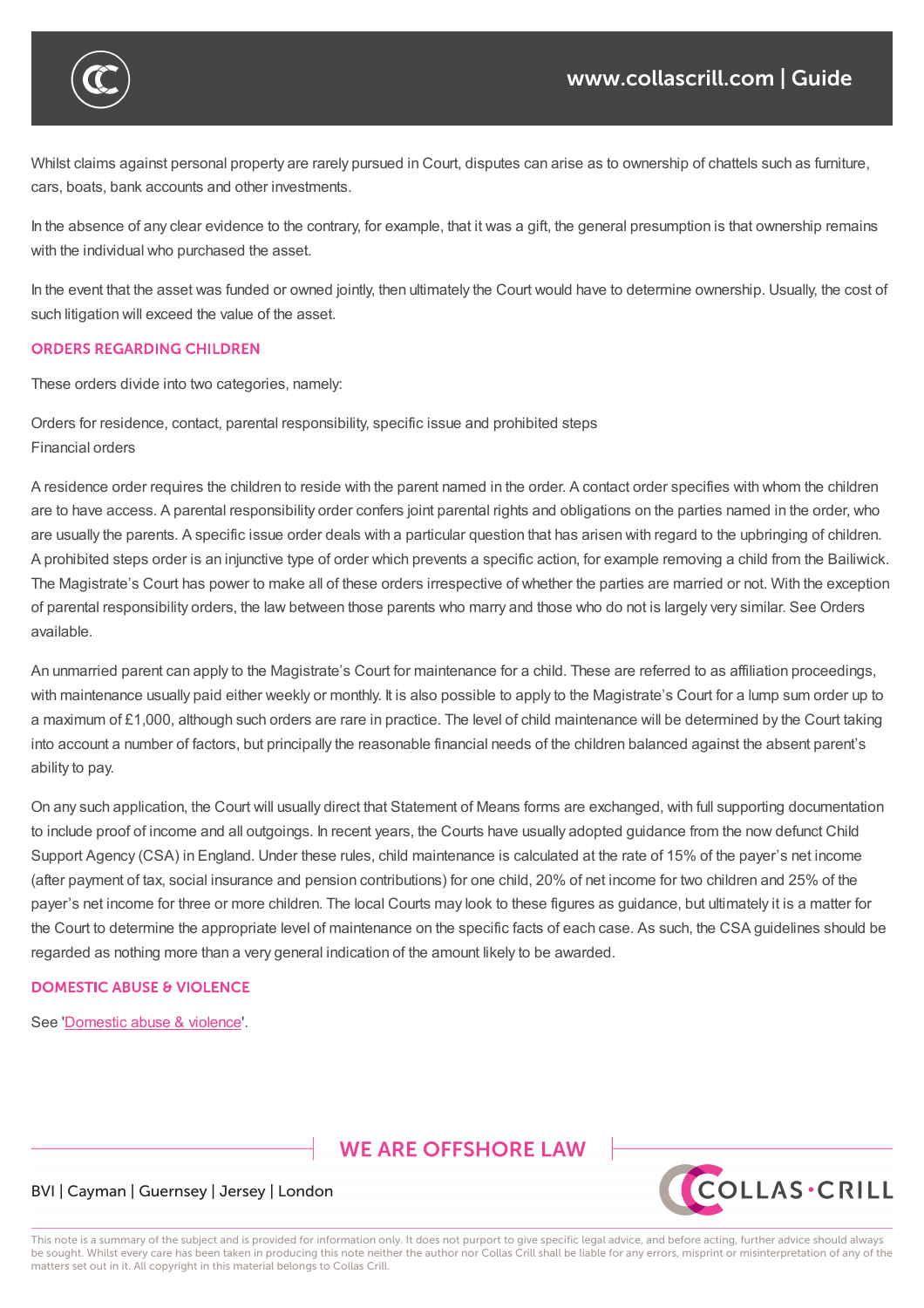Whilst claims against personal property are rarely pursued in Court, disputes can arise as to ownership of chattels such as furniture, cars, boats, bank accounts and other investments.

In the absence of any clear evidence to the contrary, for example, that it was a gift, the general presumption is that ownership remains with the individual who purchased the asset.

In the event that the asset was funded or owned jointly, then ultimately the Court would have to determine ownership. Usually, the cost of such litigation will exceed the value of the asset.

## ORDERS REGARDING CHILDREN

These orders divide into two categories, namely:

Orders for residence, contact, parental responsibility, specific issue and prohibited steps
Financial orders

A residence order requires the children to reside with the parent named in the order. A contact order specifies with whom the children are to have access. A parental responsibility order confers joint parental rights and obligations on the parties named in the order, who are usually the parents. A specific issue order deals with a particular question that has arisen with regard to the upbringing of children. A prohibited steps order is an injunctive type of order which prevents a specific action, for example removing a child from the Bailiwick. The Magistrate's Court has power to make all of these orders irrespective of whether the parties are married or not. With the exception of parental responsibility orders, the law between those parents who marry and those who do not is largely very similar. See Orders available.

An unmarried parent can apply to the Magistrate's Court for maintenance for a child. These are referred to as affiliation proceedings, with maintenance usually paid either weekly or monthly. It is also possible to apply to the Magistrate's Court for a lump sum order up to a maximum of £1,000, although such orders are rare in practice. The level of child maintenance will be determined by the Court taking into account a number of factors, but principally the reasonable financial needs of the children balanced against the absent parent's ability to pay.

On any such application, the Court will usually direct that Statement of Means forms are exchanged, with full supporting documentation to include proof of income and all outgoings. In recent years, the Courts have usually adopted guidance from the now defunct Child Support Agency (CSA) in England. Under these rules, child maintenance is calculated at the rate of 15% of the payer's net income (after payment of tax, social insurance and pension contributions) for one child, 20% of net income for two children and 25% of the payer's net income for three or more children. The local Courts may look to these figures as guidance, but ultimately it is a matter for the Court to determine the appropriate level of maintenance on the specific facts of each case. As such, the CSA guidelines should be regarded as nothing more than a very general indication of the amount likely to be awarded.

## DOMESTIC ABUSE & VIOLENCE

See '[Domestic abuse & violence]'.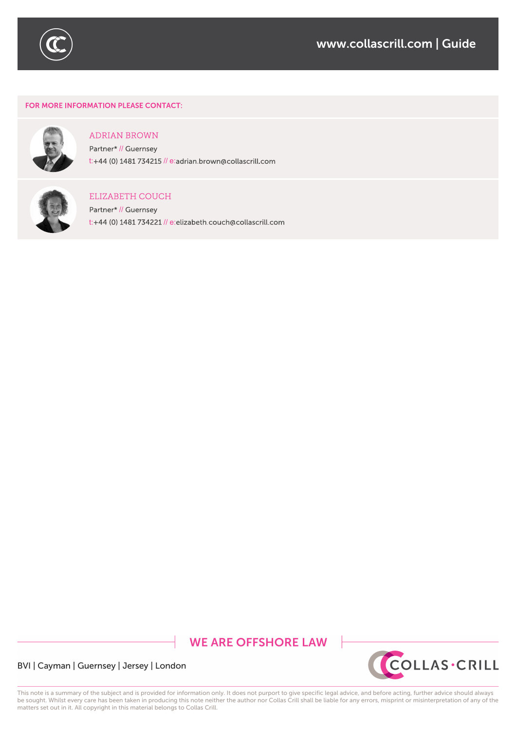FOR MORE INFORMATION PLEASE CONTACT:

ADRIAN BROWN

Partner* // Guernsey

t:+44 (0) 1481 734215 // e:adrian.brown@collascrill.com

ELIZABETH COUCH

Partner* // Guernsey

t:+44 (0) 1481 734221 // e:elizabeth.couch@collascrill.com

WE ARE OFFSHORE LAW

BVI | Cayman | Guernsey | Jersey | London

This note is a summary of the subject and is provided for information only. It does not purport to give specific legal advice, and before acting, further advice should always be sought. Whilst every care has been taken in producing this note neither the author nor Collas Crill shall be liable for any errors, misprint or misinterpretation of any of the matters set out in it. All copyright in this material belongs to Collas Crill.